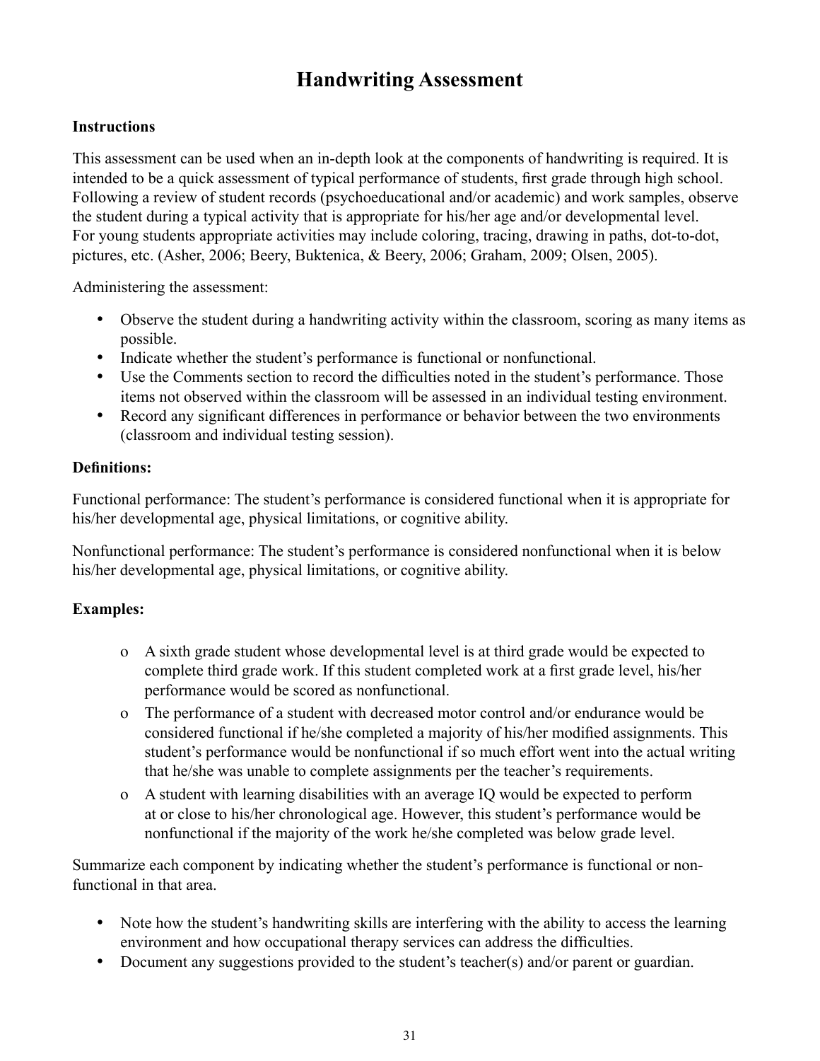# Handwriting Assessment

**Instructions**

This assessment can be used when an in-depth look at the components of handwriting is required. It is intended to be a quick assessment of typical performance of students, first grade through high school. Following a review of student records (psychoeducational and/or academic) and work samples, observe the student during a typical activity that is appropriate for his/her age and/or developmental level. For young students appropriate activities may include coloring, tracing, drawing in paths, dot-to-dot, pictures, etc. (Asher, 2006; Beery, Buktenica, & Beery, 2006; Graham, 2009; Olsen, 2005).

Administering the assessment:

- Observe the student during a handwriting activity within the classroom, scoring as many items as possible.
- Indicate whether the student's performance is functional or nonfunctional.
- Use the Comments section to record the difficulties noted in the student's performance. Those items not observed within the classroom will be assessed in an individual testing environment.
- Record any significant differences in performance or behavior between the two environments (classroom and individual testing session).

**Definitions:**

Functional performance: The student's performance is considered functional when it is appropriate for his/her developmental age, physical limitations, or cognitive ability.

Nonfunctional performance: The student's performance is considered nonfunctional when it is below his/her developmental age, physical limitations, or cognitive ability.

**Examples:**

- A sixth grade student whose developmental level is at third grade would be expected to complete third grade work. If this student completed work at a first grade level, his/her performance would be scored as nonfunctional.
- The performance of a student with decreased motor control and/or endurance would be considered functional if he/she completed a majority of his/her modified assignments. This student's performance would be nonfunctional if so much effort went into the actual writing that he/she was unable to complete assignments per the teacher's requirements.
- A student with learning disabilities with an average IQ would be expected to perform at or close to his/her chronological age. However, this student's performance would be nonfunctional if the majority of the work he/she completed was below grade level.

Summarize each component by indicating whether the student's performance is functional or non-functional in that area.

- Note how the student's handwriting skills are interfering with the ability to access the learning environment and how occupational therapy services can address the difficulties.
- Document any suggestions provided to the student's teacher(s) and/or parent or guardian.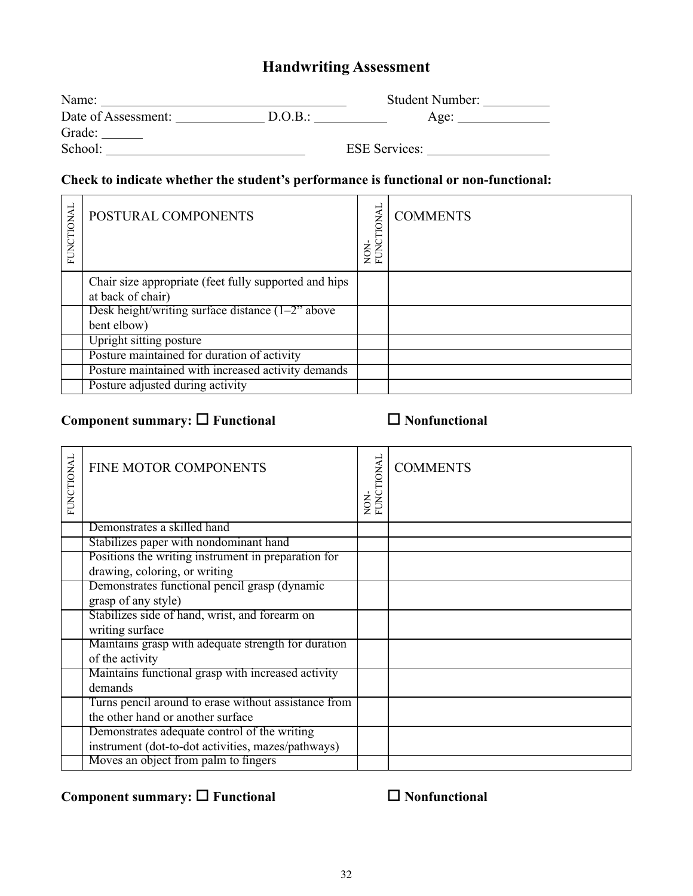# Handwriting Assessment

Name: ______________________ Student Number: __________

Date of Assessment: ____________ D.O.B.: __________ Age: ____________

Grade: ______

School: ________________________ ESE Services: ________________

**Check to indicate whether the student's performance is functional or non-functional:**

| FUNCTIONAL | POSTURAL COMPONENTS | NON-FUNCTIONAL | COMMENTS |
|---|---|---|---|
| | Chair size appropriate (feet fully supported and hips at back of chair) | | |
| | Desk height/writing surface distance (1–2" above bent elbow) | | |
| | Upright sitting posture | | |
| | Posture maintained for duration of activity | | |
| | Posture maintained with increased activity demands | | |
| | Posture adjusted during activity | | |

**Component summary: ☐ Functional ☐ Nonfunctional**

| FUNCTIONAL | FINE MOTOR COMPONENTS | NON-FUNCTIONAL | COMMENTS |
|---|---|---|---|
| | Demonstrates a skilled hand | | |
| | Stabilizes paper with nondominant hand | | |
| | Positions the writing instrument in preparation for drawing, coloring, or writing | | |
| | Demonstrates functional pencil grasp (dynamic grasp of any style) | | |
| | Stabilizes side of hand, wrist, and forearm on writing surface | | |
| | Maintains grasp with adequate strength for duration of the activity | | |
| | Maintains functional grasp with increased activity demands | | |
| | Turns pencil around to erase without assistance from the other hand or another surface | | |
| | Demonstrates adequate control of the writing instrument (dot-to-dot activities, mazes/pathways) | | |
| | Moves an object from palm to fingers | | |

**Component summary: ☐ Functional ☐ Nonfunctional**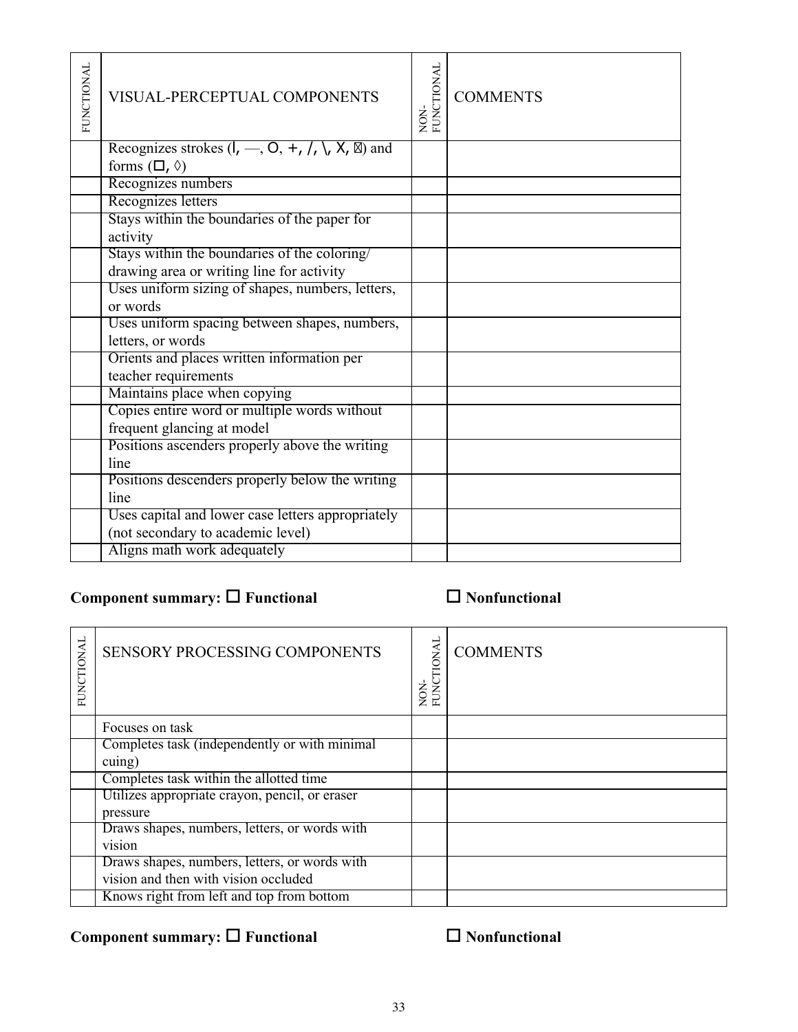| FUNCTIONAL | VISUAL-PERCEPTUAL COMPONENTS | NON-FUNCTIONAL | COMMENTS |
|---|---|---|---|
| | Recognizes strokes (l, —, O, +, /, \, X, ⊠) and forms (☐, ◊) | | |
| | Recognizes numbers | | |
| | Recognizes letters | | |
| | Stays within the boundaries of the paper for activity | | |
| | Stays within the boundaries of the coloring/ drawing area or writing line for activity | | |
| | Uses uniform sizing of shapes, numbers, letters, or words | | |
| | Uses uniform spacing between shapes, numbers, letters, or words | | |
| | Orients and places written information per teacher requirements | | |
| | Maintains place when copying | | |
| | Copies entire word or multiple words without frequent glancing at model | | |
| | Positions ascenders properly above the writing line | | |
| | Positions descenders properly below the writing line | | |
| | Uses capital and lower case letters appropriately (not secondary to academic level) | | |
| | Aligns math work adequately | | |

**Component summary: ☐ Functional ☐ Nonfunctional**

| FUNCTIONAL | SENSORY PROCESSING COMPONENTS | NON-FUNCTIONAL | COMMENTS |
|---|---|---|---|
| | Focuses on task | | |
| | Completes task (independently or with minimal cuing) | | |
| | Completes task within the allotted time | | |
| | Utilizes appropriate crayon, pencil, or eraser pressure | | |
| | Draws shapes, numbers, letters, or words with vision | | |
| | Draws shapes, numbers, letters, or words with vision and then with vision occluded | | |
| | Knows right from left and top from bottom | | |

**Component summary: ☐ Functional ☐ Nonfunctional**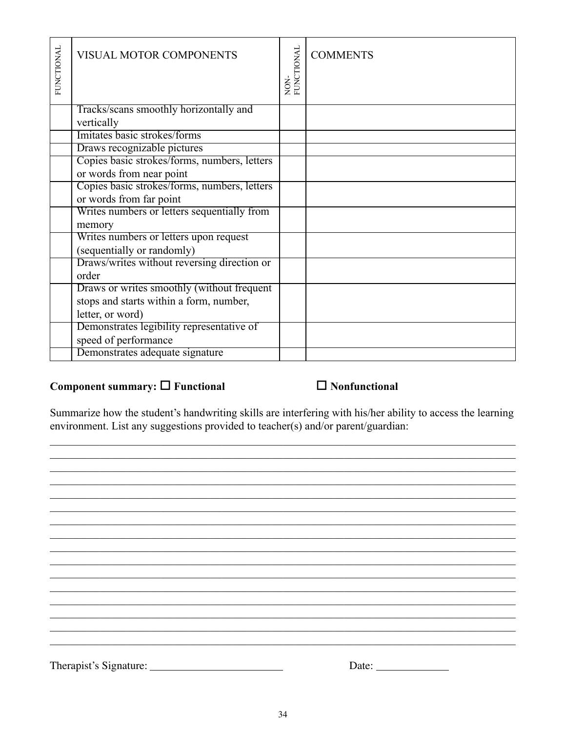| FUNCTIONAL | VISUAL MOTOR COMPONENTS | NON-FUNCTIONAL | COMMENTS |
|---|---|---|---|
| | Tracks/scans smoothly horizontally and vertically | | |
| | Imitates basic strokes/forms | | |
| | Draws recognizable pictures | | |
| | Copies basic strokes/forms, numbers, letters or words from near point | | |
| | Copies basic strokes/forms, numbers, letters or words from far point | | |
| | Writes numbers or letters sequentially from memory | | |
| | Writes numbers or letters upon request (sequentially or randomly) | | |
| | Draws/writes without reversing direction or order | | |
| | Draws or writes smoothly (without frequent stops and starts within a form, number, letter, or word) | | |
| | Demonstrates legibility representative of speed of performance | | |
| | Demonstrates adequate signature | | |

**Component summary: ☐ Functional** **☐ Nonfunctional**

Summarize how the student's handwriting skills are interfering with his/her ability to access the learning environment. List any suggestions provided to teacher(s) and/or parent/guardian:

_______________________________________________________________________________
_______________________________________________________________________________
_______________________________________________________________________________
_______________________________________________________________________________
_______________________________________________________________________________
_______________________________________________________________________________
_______________________________________________________________________________
_______________________________________________________________________________
_______________________________________________________________________________
_______________________________________________________________________________
_______________________________________________________________________________
_______________________________________________________________________________
_______________________________________________________________________________
_______________________________________________________________________________
_______________________________________________________________________________
_______________________________________________________________________________

Therapist's Signature: _________________________ Date: _____________